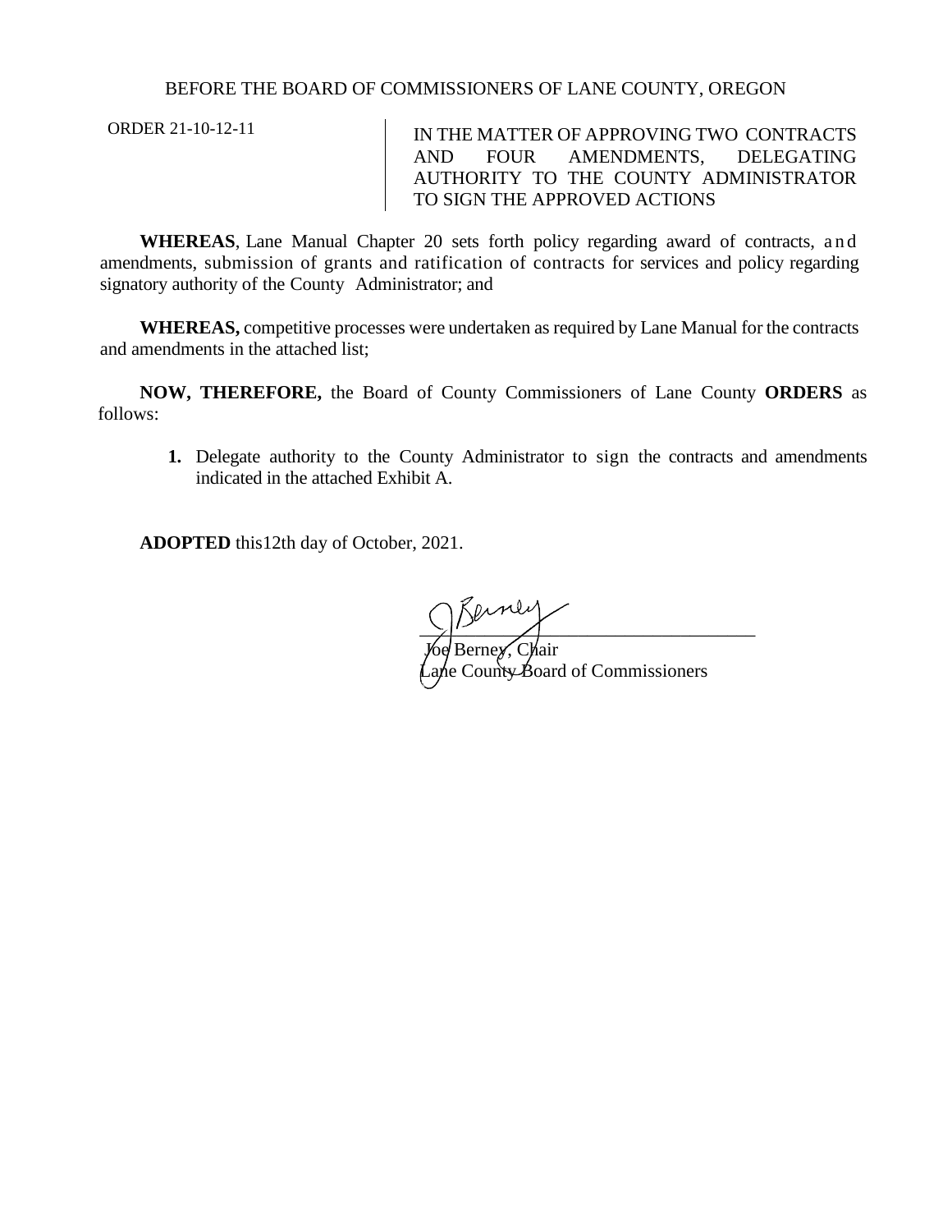BEFORE THE BOARD OF COMMISSIONERS OF LANE COUNTY, OREGON

ORDER 21-10-12-11

IN THE MATTER OF APPROVING TWO CONTRACTS AND FOUR AMENDMENTS, DELEGATING AUTHORITY TO THE COUNTY ADMINISTRATOR TO SIGN THE APPROVED ACTIONS

**WHEREAS**, Lane Manual Chapter 20 sets forth policy regarding award of contracts, and amendments, submission of grants and ratification of contracts for services and policy regarding signatory authority of the County Administrator; and

**WHEREAS,** competitive processes were undertaken as required by Lane Manual for the contracts and amendments in the attached list;

**NOW, THEREFORE,** the Board of County Commissioners of Lane County **ORDERS** as follows:

1. Delegate authority to the County Administrator to sign the contracts and amendments indicated in the attached Exhibit A.

**ADOPTED** this12th day of October, 2021.

_______________________________

Joe Berney, Chair
Lane County Board of Commissioners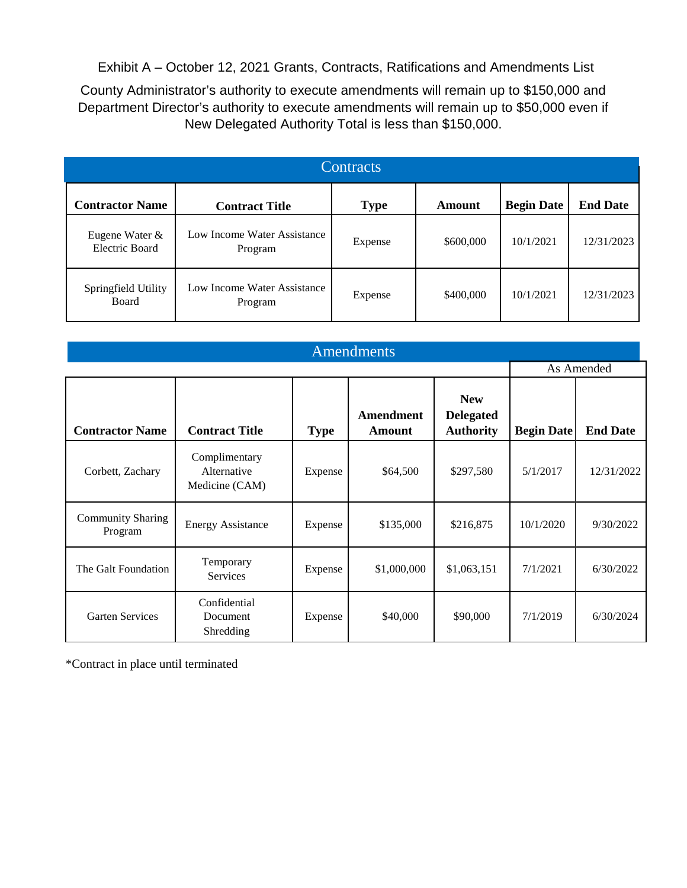Exhibit A – October 12, 2021 Grants, Contracts, Ratifications and Amendments List

County Administrator's authority to execute amendments will remain up to $150,000 and Department Director's authority to execute amendments will remain up to $50,000 even if New Delegated Authority Total is less than $150,000.

## Contracts

| Contractor Name | Contract Title | Type | Amount | Begin Date | End Date |
|---|---|---|---|---|---|
| Eugene Water & Electric Board | Low Income Water Assistance Program | Expense | $600,000 | 10/1/2021 | 12/31/2023 |
| Springfield Utility Board | Low Income Water Assistance Program | Expense | $400,000 | 10/1/2021 | 12/31/2023 |

## Amendments

| | | | | | As Amended | |
|---|---|---|---|---|---|---|
| **Contractor Name** | **Contract Title** | **Type** | **Amendment Amount** | **New Delegated Authority** | **Begin Date** | **End Date** |
| Corbett, Zachary | Complimentary Alternative Medicine (CAM) | Expense | $64,500 | $297,580 | 5/1/2017 | 12/31/2022 |
| Community Sharing Program | Energy Assistance | Expense | $135,000 | $216,875 | 10/1/2020 | 9/30/2022 |
| The Galt Foundation | Temporary Services | Expense | $1,000,000 | $1,063,151 | 7/1/2021 | 6/30/2022 |
| Garten Services | Confidential Document Shredding | Expense | $40,000 | $90,000 | 7/1/2019 | 6/30/2024 |

*Contract in place until terminated